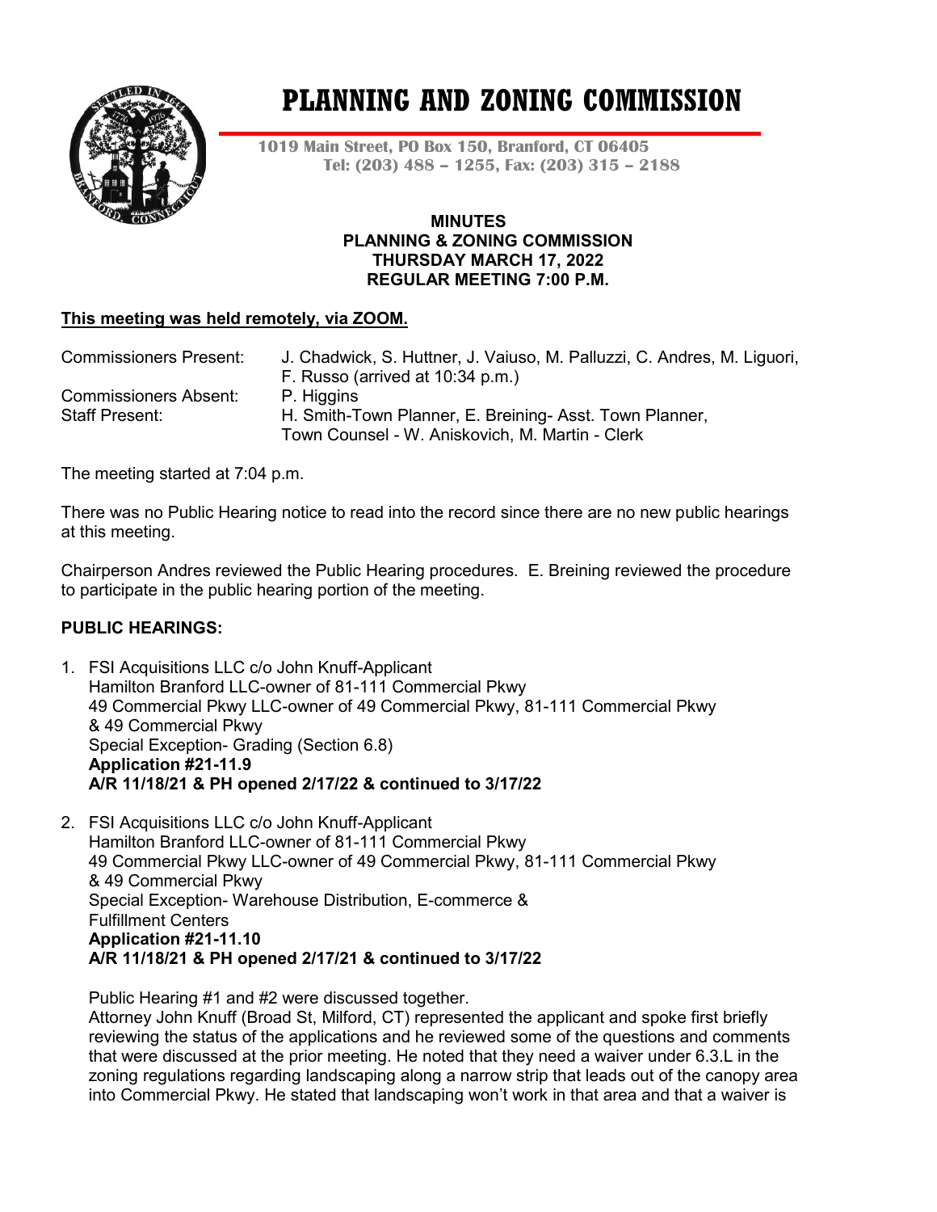// PLANNING AND ZONING COMMISSION

1019 Main Street, PO Box 150, Branford, CT 06405
Tel: (203) 488 – 1255, Fax: (203) 315 – 2188

**MINUTES**
**PLANNING & ZONING COMMISSION**
**THURSDAY MARCH 17, 2022**
**REGULAR MEETING 7:00 P.M.**

**This meeting was held remotely, via ZOOM.**

| | |
|---|---|
| Commissioners Present: | J. Chadwick, S. Huttner, J. Vaiuso, M. Palluzzi, C. Andres, M. Liguori, F. Russo (arrived at 10:34 p.m.) |
| Commissioners Absent: | P. Higgins |
| Staff Present: | H. Smith-Town Planner, E. Breining- Asst. Town Planner, Town Counsel - W. Aniskovich, M. Martin - Clerk |

The meeting started at 7:04 p.m.

There was no Public Hearing notice to read into the record since there are no new public hearings at this meeting.

Chairperson Andres reviewed the Public Hearing procedures. E. Breining reviewed the procedure to participate in the public hearing portion of the meeting.

## PUBLIC HEARINGS:

1. FSI Acquisitions LLC c/o John Knuff-Applicant
   Hamilton Branford LLC-owner of 81-111 Commercial Pkwy
   49 Commercial Pkwy LLC-owner of 49 Commercial Pkwy, 81-111 Commercial Pkwy & 49 Commercial Pkwy
   Special Exception- Grading (Section 6.8)
   **Application #21-11.9**
   **A/R 11/18/21 & PH opened 2/17/22 & continued to 3/17/22**

2. FSI Acquisitions LLC c/o John Knuff-Applicant
   Hamilton Branford LLC-owner of 81-111 Commercial Pkwy
   49 Commercial Pkwy LLC-owner of 49 Commercial Pkwy, 81-111 Commercial Pkwy & 49 Commercial Pkwy
   Special Exception- Warehouse Distribution, E-commerce & Fulfillment Centers
   **Application #21-11.10**
   **A/R 11/18/21 & PH opened 2/17/21 & continued to 3/17/22**

   Public Hearing #1 and #2 were discussed together.
   Attorney John Knuff (Broad St, Milford, CT) represented the applicant and spoke first briefly reviewing the status of the applications and he reviewed some of the questions and comments that were discussed at the prior meeting. He noted that they need a waiver under 6.3.L in the zoning regulations regarding landscaping along a narrow strip that leads out of the canopy area into Commercial Pkwy. He stated that landscaping won't work in that area and that a waiver is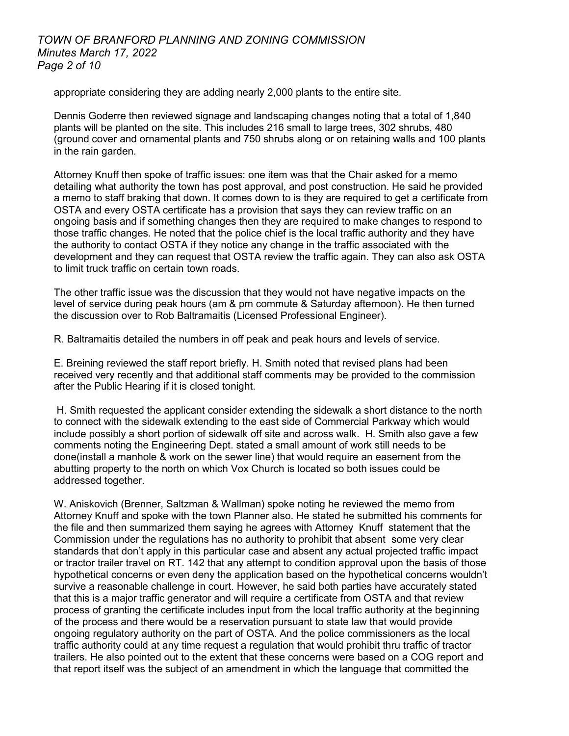appropriate considering they are adding nearly 2,000 plants to the entire site.

Dennis Goderre then reviewed signage and landscaping changes noting that a total of 1,840 plants will be planted on the site. This includes 216 small to large trees, 302 shrubs, 480 (ground cover and ornamental plants and 750 shrubs along or on retaining walls and 100 plants in the rain garden.

Attorney Knuff then spoke of traffic issues: one item was that the Chair asked for a memo detailing what authority the town has post approval, and post construction. He said he provided a memo to staff braking that down. It comes down to is they are required to get a certificate from OSTA and every OSTA certificate has a provision that says they can review traffic on an ongoing basis and if something changes then they are required to make changes to respond to those traffic changes. He noted that the police chief is the local traffic authority and they have the authority to contact OSTA if they notice any change in the traffic associated with the development and they can request that OSTA review the traffic again. They can also ask OSTA to limit truck traffic on certain town roads.

The other traffic issue was the discussion that they would not have negative impacts on the level of service during peak hours (am & pm commute & Saturday afternoon). He then turned the discussion over to Rob Baltramaitis (Licensed Professional Engineer).

R. Baltramaitis detailed the numbers in off peak and peak hours and levels of service.

E. Breining reviewed the staff report briefly. H. Smith noted that revised plans had been received very recently and that additional staff comments may be provided to the commission after the Public Hearing if it is closed tonight.

H. Smith requested the applicant consider extending the sidewalk a short distance to the north to connect with the sidewalk extending to the east side of Commercial Parkway which would include possibly a short portion of sidewalk off site and across walk. H. Smith also gave a few comments noting the Engineering Dept. stated a small amount of work still needs to be done(install a manhole & work on the sewer line) that would require an easement from the abutting property to the north on which Vox Church is located so both issues could be addressed together.

W. Aniskovich (Brenner, Saltzman & Wallman) spoke noting he reviewed the memo from Attorney Knuff and spoke with the town Planner also. He stated he submitted his comments for the file and then summarized them saying he agrees with Attorney Knuff statement that the Commission under the regulations has no authority to prohibit that absent some very clear standards that don't apply in this particular case and absent any actual projected traffic impact or tractor trailer travel on RT. 142 that any attempt to condition approval upon the basis of those hypothetical concerns or even deny the application based on the hypothetical concerns wouldn't survive a reasonable challenge in court. However, he said both parties have accurately stated that this is a major traffic generator and will require a certificate from OSTA and that review process of granting the certificate includes input from the local traffic authority at the beginning of the process and there would be a reservation pursuant to state law that would provide ongoing regulatory authority on the part of OSTA. And the police commissioners as the local traffic authority could at any time request a regulation that would prohibit thru traffic of tractor trailers. He also pointed out to the extent that these concerns were based on a COG report and that report itself was the subject of an amendment in which the language that committed the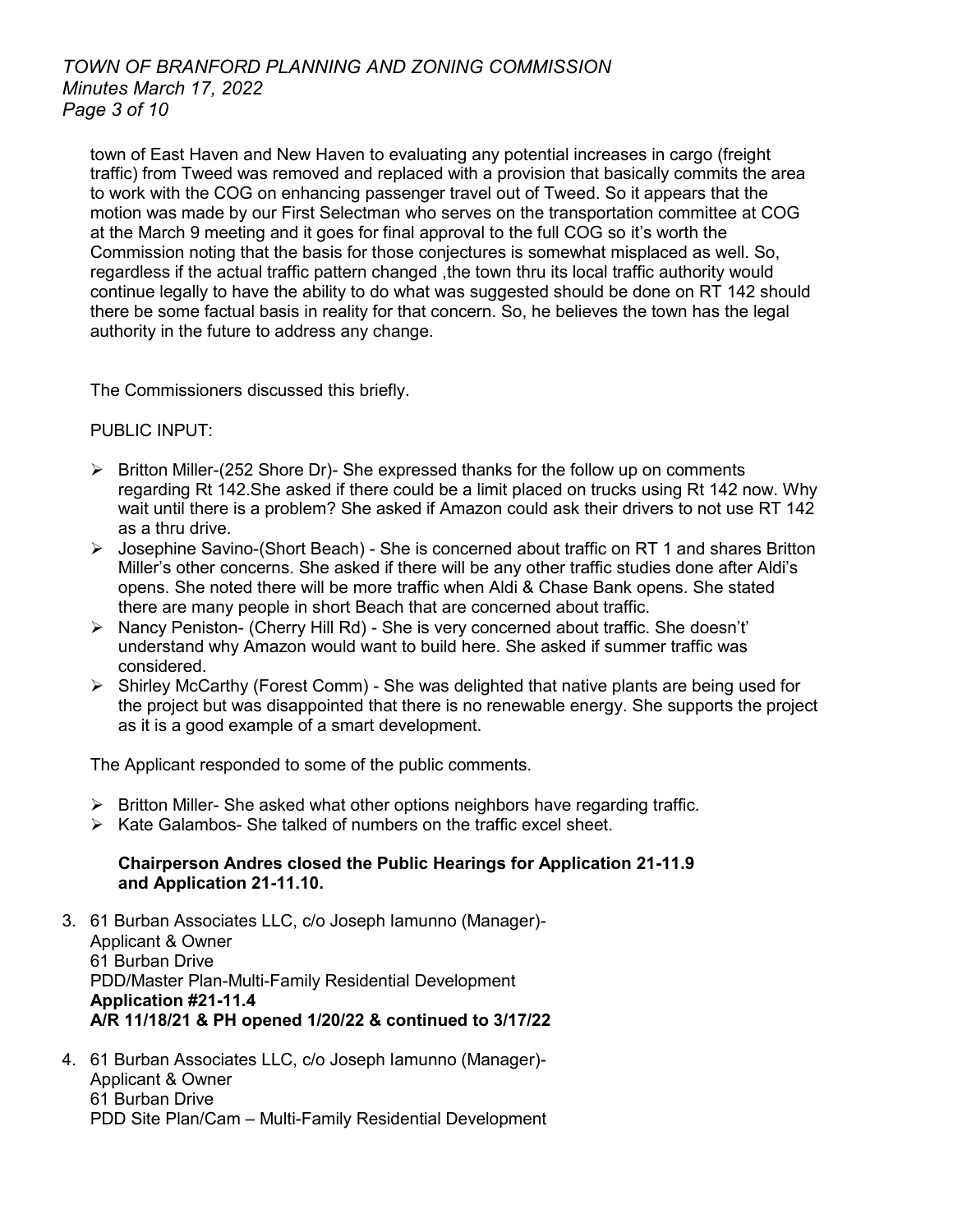town of East Haven and New Haven to evaluating any potential increases in cargo (freight traffic) from Tweed was removed and replaced with a provision that basically commits the area to work with the COG on enhancing passenger travel out of Tweed. So it appears that the motion was made by our First Selectman who serves on the transportation committee at COG at the March 9 meeting and it goes for final approval to the full COG so it's worth the Commission noting that the basis for those conjectures is somewhat misplaced as well. So, regardless if the actual traffic pattern changed ,the town thru its local traffic authority would continue legally to have the ability to do what was suggested should be done on RT 142 should there be some factual basis in reality for that concern. So, he believes the town has the legal authority in the future to address any change.

The Commissioners discussed this briefly.

PUBLIC INPUT:

- Britton Miller-(252 Shore Dr)- She expressed thanks for the follow up on comments regarding Rt 142.She asked if there could be a limit placed on trucks using Rt 142 now. Why wait until there is a problem? She asked if Amazon could ask their drivers to not use RT 142 as a thru drive.
- Josephine Savino-(Short Beach) - She is concerned about traffic on RT 1 and shares Britton Miller's other concerns. She asked if there will be any other traffic studies done after Aldi's opens. She noted there will be more traffic when Aldi & Chase Bank opens. She stated there are many people in short Beach that are concerned about traffic.
- Nancy Peniston- (Cherry Hill Rd) - She is very concerned about traffic. She doesn't' understand why Amazon would want to build here. She asked if summer traffic was considered.
- Shirley McCarthy (Forest Comm) - She was delighted that native plants are being used for the project but was disappointed that there is no renewable energy. She supports the project as it is a good example of a smart development.

The Applicant responded to some of the public comments.

- Britton Miller- She asked what other options neighbors have regarding traffic.
- Kate Galambos- She talked of numbers on the traffic excel sheet.

**Chairperson Andres closed the Public Hearings for Application 21-11.9 and Application 21-11.10.**

3. 61 Burban Associates LLC, c/o Joseph Iamunno (Manager)-
   Applicant & Owner
   61 Burban Drive
   PDD/Master Plan-Multi-Family Residential Development
   **Application #21-11.4**
   **A/R 11/18/21 & PH opened 1/20/22 & continued to 3/17/22**

4. 61 Burban Associates LLC, c/o Joseph Iamunno (Manager)-
   Applicant & Owner
   61 Burban Drive
   PDD Site Plan/Cam – Multi-Family Residential Development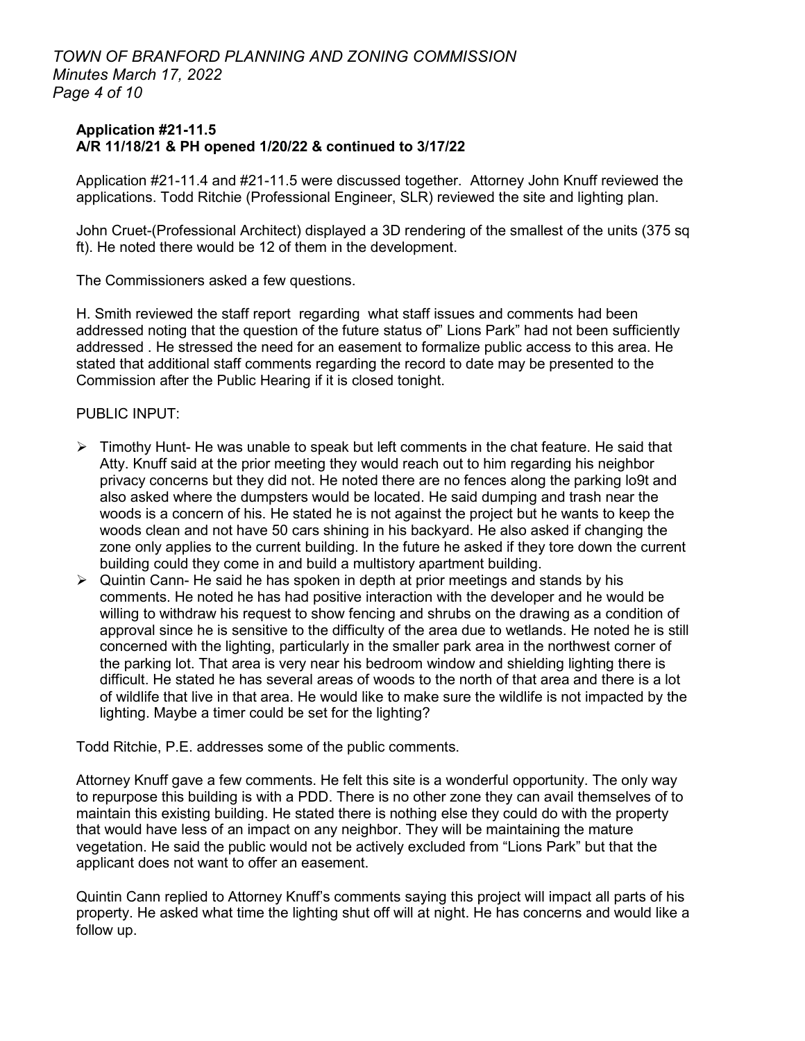**Application #21-11.5**
**A/R 11/18/21 & PH opened 1/20/22 & continued to 3/17/22**

Application #21-11.4 and #21-11.5 were discussed together. Attorney John Knuff reviewed the applications. Todd Ritchie (Professional Engineer, SLR) reviewed the site and lighting plan.

John Cruet-(Professional Architect) displayed a 3D rendering of the smallest of the units (375 sq ft). He noted there would be 12 of them in the development.

The Commissioners asked a few questions.

H. Smith reviewed the staff report regarding what staff issues and comments had been addressed noting that the question of the future status of" Lions Park" had not been sufficiently addressed . He stressed the need for an easement to formalize public access to this area. He stated that additional staff comments regarding the record to date may be presented to the Commission after the Public Hearing if it is closed tonight.

PUBLIC INPUT:

- Timothy Hunt- He was unable to speak but left comments in the chat feature. He said that Atty. Knuff said at the prior meeting they would reach out to him regarding his neighbor privacy concerns but they did not. He noted there are no fences along the parking lo9t and also asked where the dumpsters would be located. He said dumping and trash near the woods is a concern of his. He stated he is not against the project but he wants to keep the woods clean and not have 50 cars shining in his backyard. He also asked if changing the zone only applies to the current building. In the future he asked if they tore down the current building could they come in and build a multistory apartment building.
- Quintin Cann- He said he has spoken in depth at prior meetings and stands by his comments. He noted he has had positive interaction with the developer and he would be willing to withdraw his request to show fencing and shrubs on the drawing as a condition of approval since he is sensitive to the difficulty of the area due to wetlands. He noted he is still concerned with the lighting, particularly in the smaller park area in the northwest corner of the parking lot. That area is very near his bedroom window and shielding lighting there is difficult. He stated he has several areas of woods to the north of that area and there is a lot of wildlife that live in that area. He would like to make sure the wildlife is not impacted by the lighting. Maybe a timer could be set for the lighting?

Todd Ritchie, P.E. addresses some of the public comments.

Attorney Knuff gave a few comments. He felt this site is a wonderful opportunity. The only way to repurpose this building is with a PDD. There is no other zone they can avail themselves of to maintain this existing building. He stated there is nothing else they could do with the property that would have less of an impact on any neighbor. They will be maintaining the mature vegetation. He said the public would not be actively excluded from "Lions Park" but that the applicant does not want to offer an easement.

Quintin Cann replied to Attorney Knuff's comments saying this project will impact all parts of his property. He asked what time the lighting shut off will at night. He has concerns and would like a follow up.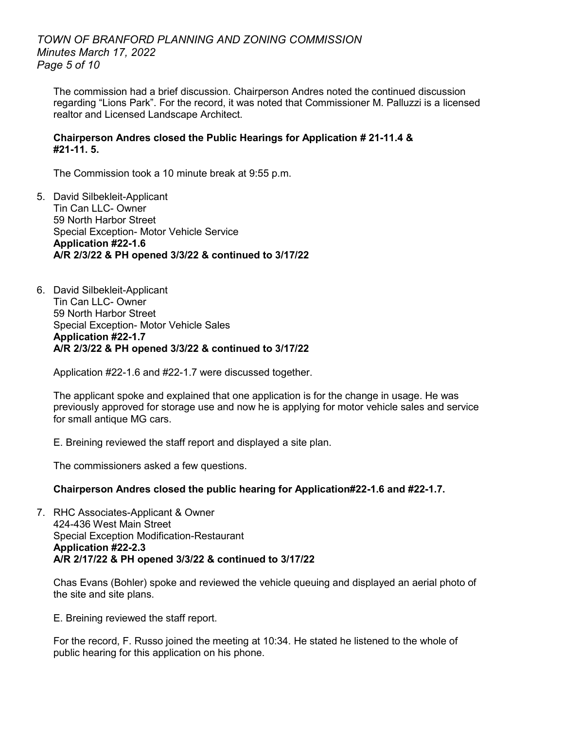The commission had a brief discussion. Chairperson Andres noted the continued discussion regarding "Lions Park". For the record, it was noted that Commissioner M. Palluzzi is a licensed realtor and Licensed Landscape Architect.

**Chairperson Andres closed the Public Hearings for Application # 21-11.4 & #21-11. 5.**

The Commission took a 10 minute break at 9:55 p.m.

5. David Silbekleit-Applicant
   Tin Can LLC- Owner
   59 North Harbor Street
   Special Exception- Motor Vehicle Service
   **Application #22-1.6**
   **A/R 2/3/22 & PH opened 3/3/22 & continued to 3/17/22**

6. David Silbekleit-Applicant
   Tin Can LLC- Owner
   59 North Harbor Street
   Special Exception- Motor Vehicle Sales
   **Application #22-1.7**
   **A/R 2/3/22 & PH opened 3/3/22 & continued to 3/17/22**

   Application #22-1.6 and #22-1.7 were discussed together.

   The applicant spoke and explained that one application is for the change in usage. He was previously approved for storage use and now he is applying for motor vehicle sales and service for small antique MG cars.

   E. Breining reviewed the staff report and displayed a site plan.

   The commissioners asked a few questions.

   **Chairperson Andres closed the public hearing for Application#22-1.6 and #22-1.7.**

7. RHC Associates-Applicant & Owner
   424-436 West Main Street
   Special Exception Modification-Restaurant
   **Application #22-2.3**
   **A/R 2/17/22 & PH opened 3/3/22 & continued to 3/17/22**

   Chas Evans (Bohler) spoke and reviewed the vehicle queuing and displayed an aerial photo of the site and site plans.

   E. Breining reviewed the staff report.

   For the record, F. Russo joined the meeting at 10:34. He stated he listened to the whole of public hearing for this application on his phone.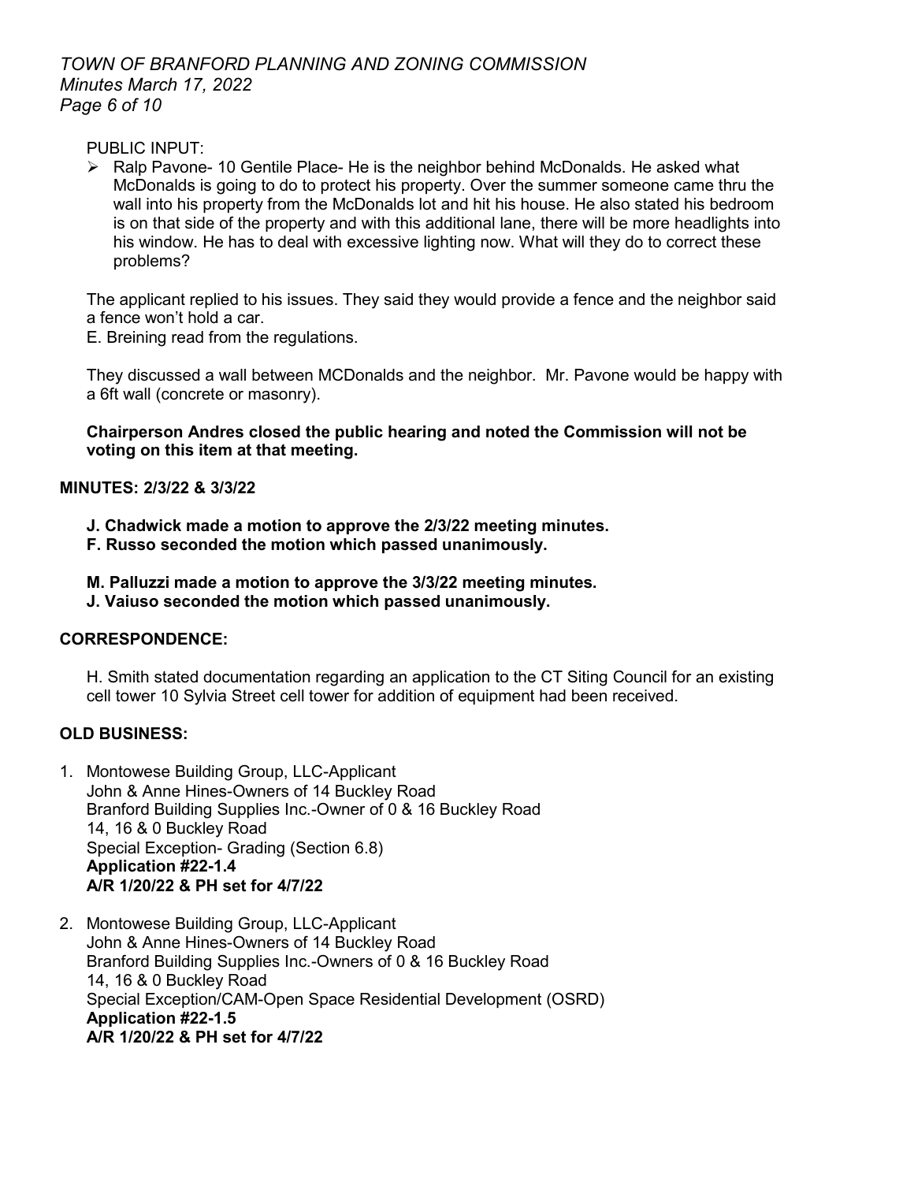PUBLIC INPUT:

- Ralp Pavone- 10 Gentile Place- He is the neighbor behind McDonalds. He asked what McDonalds is going to do to protect his property. Over the summer someone came thru the wall into his property from the McDonalds lot and hit his house. He also stated his bedroom is on that side of the property and with this additional lane, there will be more headlights into his window. He has to deal with excessive lighting now. What will they do to correct these problems?

The applicant replied to his issues. They said they would provide a fence and the neighbor said a fence won't hold a car.

E. Breining read from the regulations.

They discussed a wall between MCDonalds and the neighbor. Mr. Pavone would be happy with a 6ft wall (concrete or masonry).

**Chairperson Andres closed the public hearing and noted the Commission will not be voting on this item at that meeting.**

**MINUTES: 2/3/22 & 3/3/22**

**J. Chadwick made a motion to approve the 2/3/22 meeting minutes.**
**F. Russo seconded the motion which passed unanimously.**

**M. Palluzzi made a motion to approve the 3/3/22 meeting minutes.**
**J. Vaiuso seconded the motion which passed unanimously.**

**CORRESPONDENCE:**

H. Smith stated documentation regarding an application to the CT Siting Council for an existing cell tower 10 Sylvia Street cell tower for addition of equipment had been received.

**OLD BUSINESS:**

1. Montowese Building Group, LLC-Applicant
   John & Anne Hines-Owners of 14 Buckley Road
   Branford Building Supplies Inc.-Owner of 0 & 16 Buckley Road
   14, 16 & 0 Buckley Road
   Special Exception- Grading (Section 6.8)
   **Application #22-1.4**
   **A/R 1/20/22 & PH set for 4/7/22**

2. Montowese Building Group, LLC-Applicant
   John & Anne Hines-Owners of 14 Buckley Road
   Branford Building Supplies Inc.-Owners of 0 & 16 Buckley Road
   14, 16 & 0 Buckley Road
   Special Exception/CAM-Open Space Residential Development (OSRD)
   **Application #22-1.5**
   **A/R 1/20/22 & PH set for 4/7/22**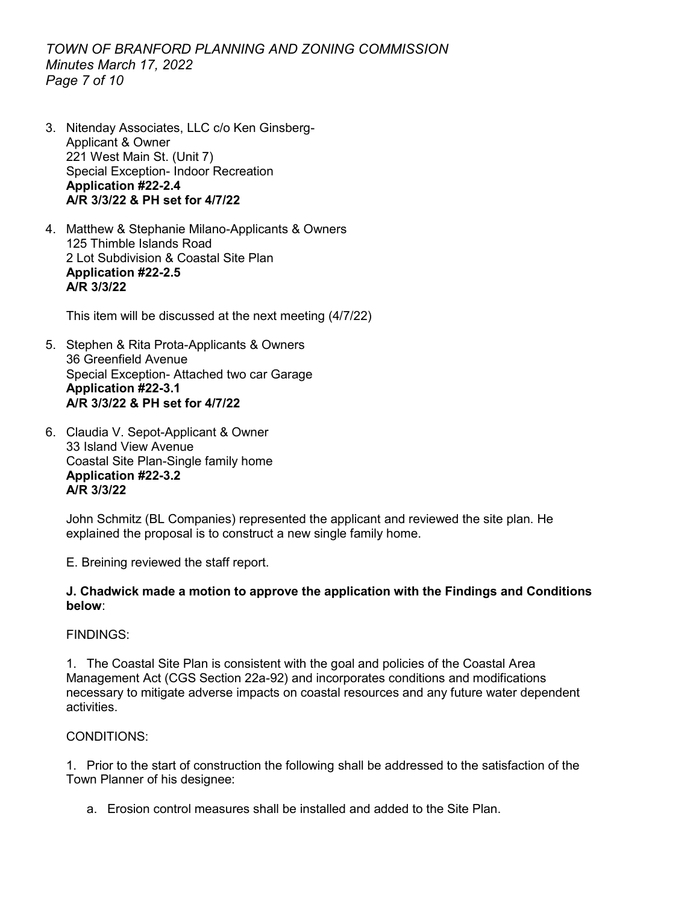3. Nitenday Associates, LLC c/o Ken Ginsberg-
   Applicant & Owner
   221 West Main St. (Unit 7)
   Special Exception- Indoor Recreation
   **Application #22-2.4**
   **A/R 3/3/22 & PH set for 4/7/22**

4. Matthew & Stephanie Milano-Applicants & Owners
   125 Thimble Islands Road
   2 Lot Subdivision & Coastal Site Plan
   **Application #22-2.5**
   **A/R 3/3/22**

   This item will be discussed at the next meeting (4/7/22)

5. Stephen & Rita Prota-Applicants & Owners
   36 Greenfield Avenue
   Special Exception- Attached two car Garage
   **Application #22-3.1**
   **A/R 3/3/22 & PH set for 4/7/22**

6. Claudia V. Sepot-Applicant & Owner
   33 Island View Avenue
   Coastal Site Plan-Single family home
   **Application #22-3.2**
   **A/R 3/3/22**

   John Schmitz (BL Companies) represented the applicant and reviewed the site plan. He explained the proposal is to construct a new single family home.

   E. Breining reviewed the staff report.

   **J. Chadwick made a motion to approve the application with the Findings and Conditions below**:

   FINDINGS:

   1. The Coastal Site Plan is consistent with the goal and policies of the Coastal Area Management Act (CGS Section 22a-92) and incorporates conditions and modifications necessary to mitigate adverse impacts on coastal resources and any future water dependent activities.

   CONDITIONS:

   1. Prior to the start of construction the following shall be addressed to the satisfaction of the Town Planner of his designee:

      a. Erosion control measures shall be installed and added to the Site Plan.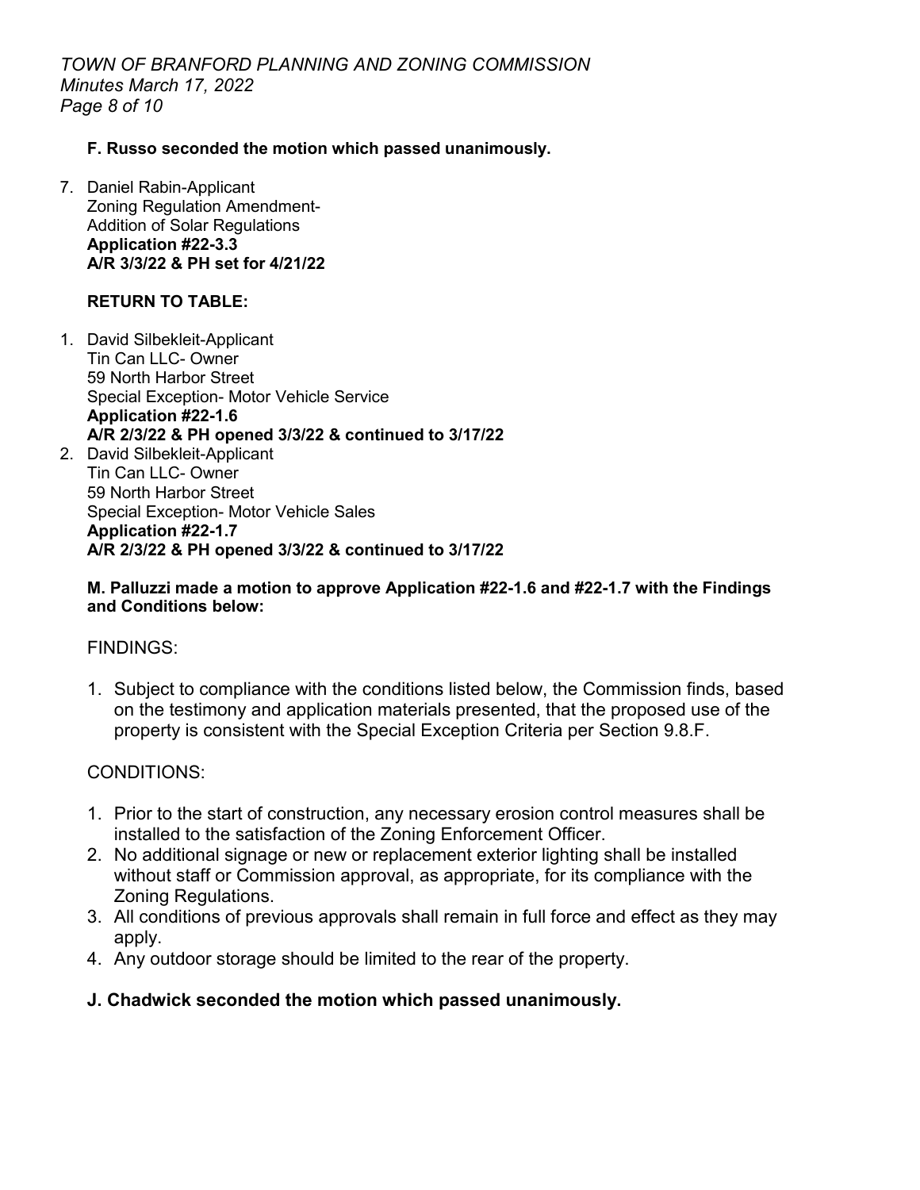**F. Russo seconded the motion which passed unanimously.**

7. Daniel Rabin-Applicant
   Zoning Regulation Amendment-
   Addition of Solar Regulations
   **Application #22-3.3**
   **A/R 3/3/22 & PH set for 4/21/22**

**RETURN TO TABLE:**

1. David Silbekleit-Applicant
   Tin Can LLC- Owner
   59 North Harbor Street
   Special Exception- Motor Vehicle Service
   **Application #22-1.6**
   **A/R 2/3/22 & PH opened 3/3/22 & continued to 3/17/22**
2. David Silbekleit-Applicant
   Tin Can LLC- Owner
   59 North Harbor Street
   Special Exception- Motor Vehicle Sales
   **Application #22-1.7**
   **A/R 2/3/22 & PH opened 3/3/22 & continued to 3/17/22**

**M. Palluzzi made a motion to approve Application #22-1.6 and #22-1.7 with the Findings and Conditions below:**

FINDINGS:

1. Subject to compliance with the conditions listed below, the Commission finds, based on the testimony and application materials presented, that the proposed use of the property is consistent with the Special Exception Criteria per Section 9.8.F.

CONDITIONS:

1. Prior to the start of construction, any necessary erosion control measures shall be installed to the satisfaction of the Zoning Enforcement Officer.
2. No additional signage or new or replacement exterior lighting shall be installed without staff or Commission approval, as appropriate, for its compliance with the Zoning Regulations.
3. All conditions of previous approvals shall remain in full force and effect as they may apply.
4. Any outdoor storage should be limited to the rear of the property.

**J. Chadwick seconded the motion which passed unanimously.**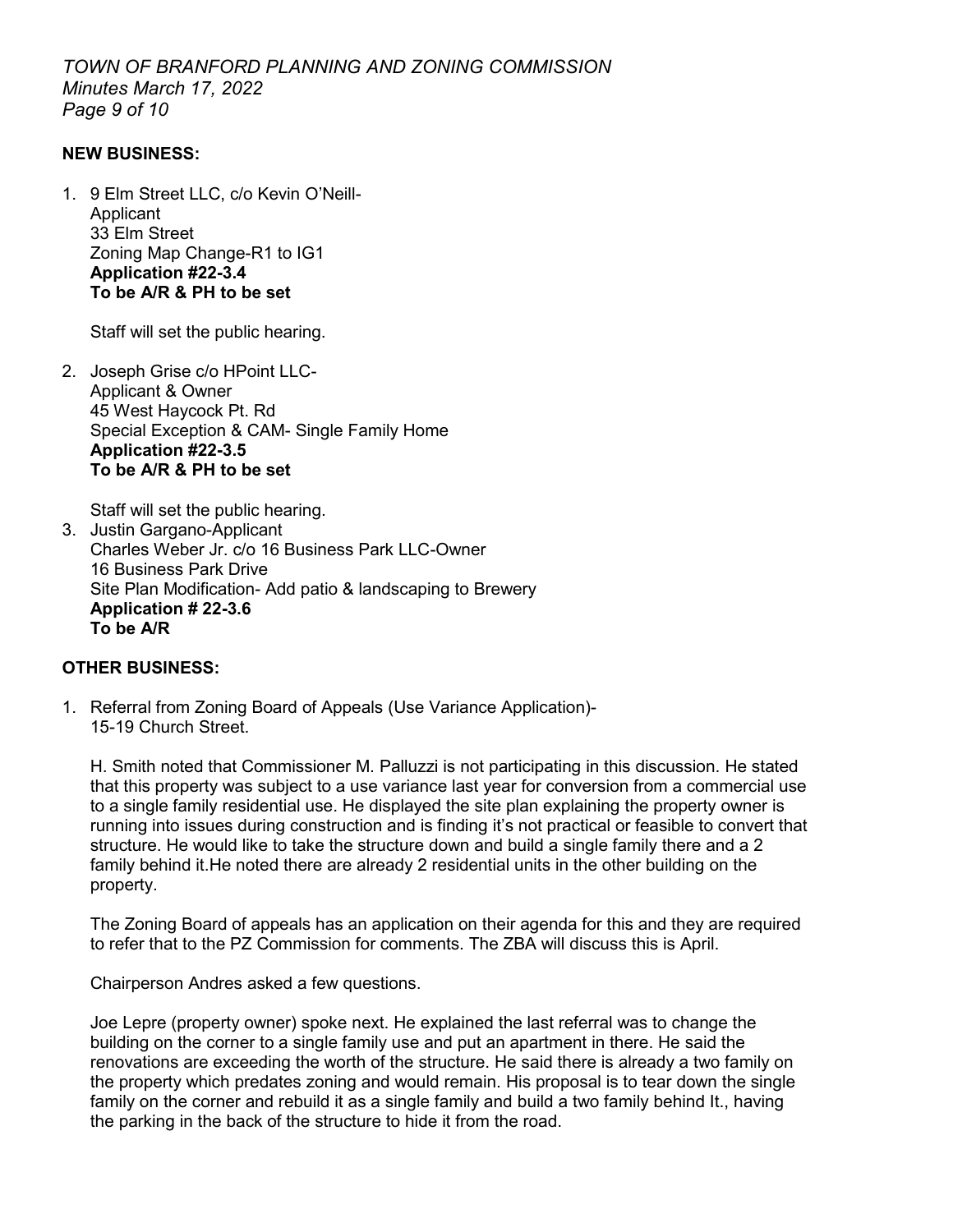## NEW BUSINESS:

1. 9 Elm Street LLC, c/o Kevin O'Neill-
   Applicant
   33 Elm Street
   Zoning Map Change-R1 to IG1
   **Application #22-3.4**
   **To be A/R & PH to be set**

   Staff will set the public hearing.

2. Joseph Grise c/o HPoint LLC-
   Applicant & Owner
   45 West Haycock Pt. Rd
   Special Exception & CAM- Single Family Home
   **Application #22-3.5**
   **To be A/R & PH to be set**

   Staff will set the public hearing.

3. Justin Gargano-Applicant
   Charles Weber Jr. c/o 16 Business Park LLC-Owner
   16 Business Park Drive
   Site Plan Modification- Add patio & landscaping to Brewery
   **Application # 22-3.6**
   **To be A/R**

## OTHER BUSINESS:

1. Referral from Zoning Board of Appeals (Use Variance Application)-
   15-19 Church Street.

   H. Smith noted that Commissioner M. Palluzzi is not participating in this discussion. He stated that this property was subject to a use variance last year for conversion from a commercial use to a single family residential use. He displayed the site plan explaining the property owner is running into issues during construction and is finding it's not practical or feasible to convert that structure. He would like to take the structure down and build a single family there and a 2 family behind it.He noted there are already 2 residential units in the other building on the property.

   The Zoning Board of appeals has an application on their agenda for this and they are required to refer that to the PZ Commission for comments. The ZBA will discuss this is April.

   Chairperson Andres asked a few questions.

   Joe Lepre (property owner) spoke next. He explained the last referral was to change the building on the corner to a single family use and put an apartment in there. He said the renovations are exceeding the worth of the structure. He said there is already a two family on the property which predates zoning and would remain. His proposal is to tear down the single family on the corner and rebuild it as a single family and build a two family behind It., having the parking in the back of the structure to hide it from the road.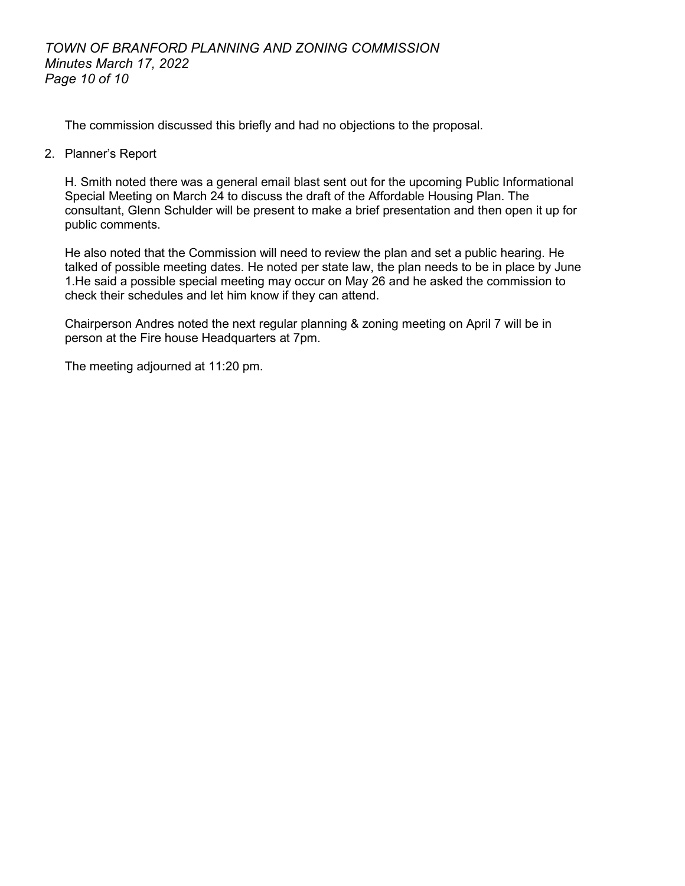The commission discussed this briefly and had no objections to the proposal.

2. Planner's Report

   H. Smith noted there was a general email blast sent out for the upcoming Public Informational Special Meeting on March 24 to discuss the draft of the Affordable Housing Plan. The consultant, Glenn Schulder will be present to make a brief presentation and then open it up for public comments.

   He also noted that the Commission will need to review the plan and set a public hearing. He talked of possible meeting dates. He noted per state law, the plan needs to be in place by June 1.He said a possible special meeting may occur on May 26 and he asked the commission to check their schedules and let him know if they can attend.

   Chairperson Andres noted the next regular planning & zoning meeting on April 7 will be in person at the Fire house Headquarters at 7pm.

   The meeting adjourned at 11:20 pm.